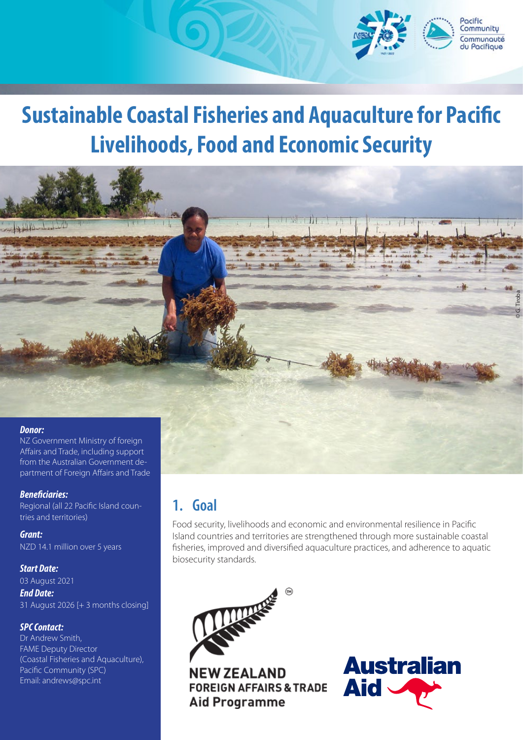# Sustainable Coastal Fisheries and Aquaculture for Pacific Livelihoods, Food and Economic Security

© G. Tiroba

***Donor:***
NZ Government Ministry of foreign Affairs and Trade, including support from the Australian Government department of Foreign Affairs and Trade

***Beneficiaries:***
Regional (all 22 Pacific Island countries and territories)

***Grant:***
NZD 14.1 million over 5 years

***Start Date:***
03 August 2021

***End Date:***
31 August 2026 [+ 3 months closing]

***SPC Contact:***
Dr Andrew Smith,
FAME Deputy Director
(Coastal Fisheries and Aquaculture),
Pacific Community (SPC)
Email: andrews@spc.int

## 1. Goal

Food security, livelihoods and economic and environmental resilience in Pacific Island countries and territories are strengthened through more sustainable coastal fisheries, improved and diversified aquaculture practices, and adherence to aquatic biosecurity standards.

NEW ZEALAND FOREIGN AFFAIRS & TRADE Aid Programme

Australian Aid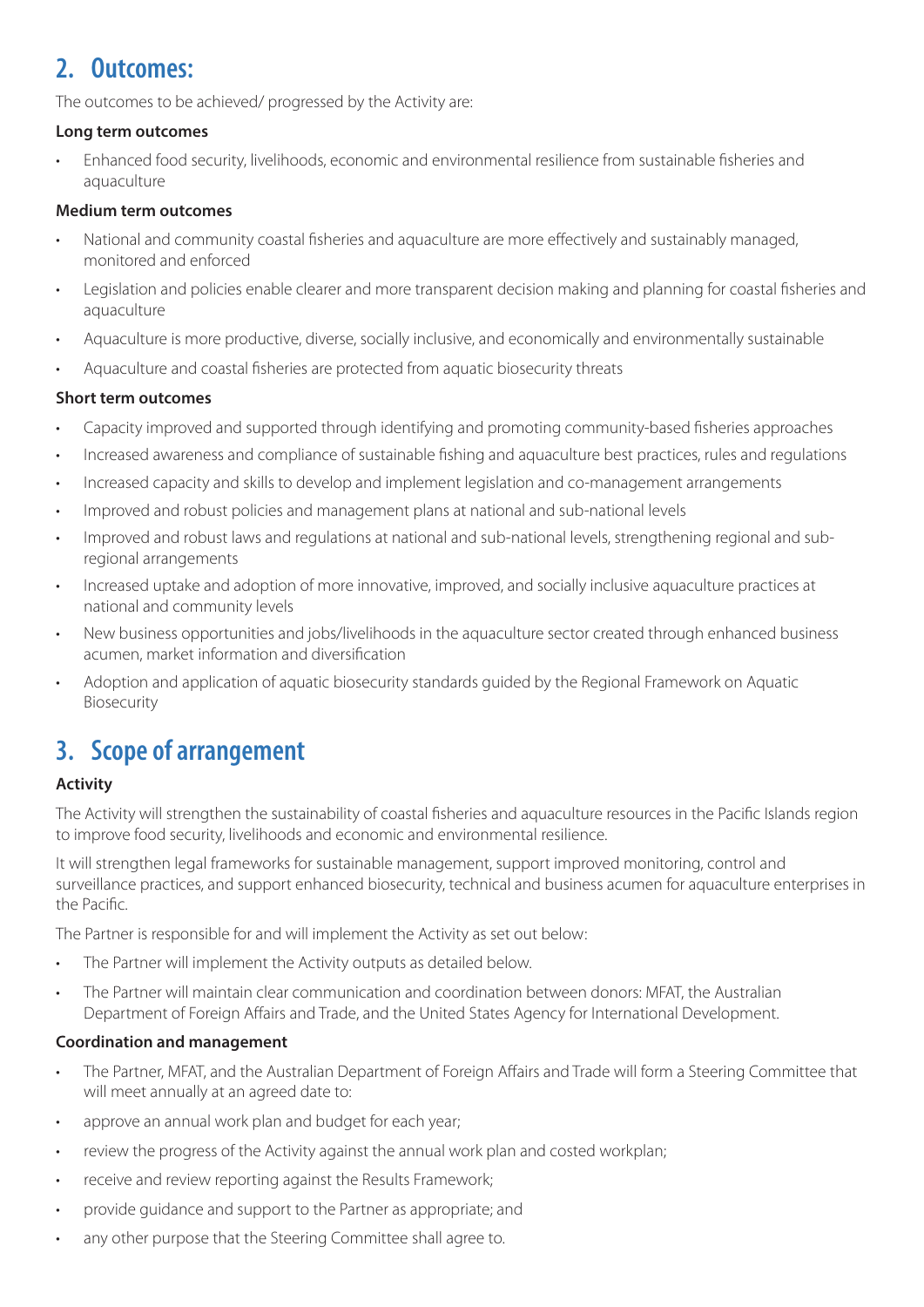## 2. Outcomes:

The outcomes to be achieved/ progressed by the Activity are:

**Long term outcomes**

- Enhanced food security, livelihoods, economic and environmental resilience from sustainable fisheries and aquaculture

**Medium term outcomes**

- National and community coastal fisheries and aquaculture are more effectively and sustainably managed, monitored and enforced
- Legislation and policies enable clearer and more transparent decision making and planning for coastal fisheries and aquaculture
- Aquaculture is more productive, diverse, socially inclusive, and economically and environmentally sustainable
- Aquaculture and coastal fisheries are protected from aquatic biosecurity threats

**Short term outcomes**

- Capacity improved and supported through identifying and promoting community-based fisheries approaches
- Increased awareness and compliance of sustainable fishing and aquaculture best practices, rules and regulations
- Increased capacity and skills to develop and implement legislation and co-management arrangements
- Improved and robust policies and management plans at national and sub-national levels
- Improved and robust laws and regulations at national and sub-national levels, strengthening regional and sub-regional arrangements
- Increased uptake and adoption of more innovative, improved, and socially inclusive aquaculture practices at national and community levels
- New business opportunities and jobs/livelihoods in the aquaculture sector created through enhanced business acumen, market information and diversification
- Adoption and application of aquatic biosecurity standards guided by the Regional Framework on Aquatic Biosecurity

## 3. Scope of arrangement

**Activity**

The Activity will strengthen the sustainability of coastal fisheries and aquaculture resources in the Pacific Islands region to improve food security, livelihoods and economic and environmental resilience.

It will strengthen legal frameworks for sustainable management, support improved monitoring, control and surveillance practices, and support enhanced biosecurity, technical and business acumen for aquaculture enterprises in the Pacific.

The Partner is responsible for and will implement the Activity as set out below:

- The Partner will implement the Activity outputs as detailed below.
- The Partner will maintain clear communication and coordination between donors: MFAT, the Australian Department of Foreign Affairs and Trade, and the United States Agency for International Development.

**Coordination and management**

- The Partner, MFAT, and the Australian Department of Foreign Affairs and Trade will form a Steering Committee that will meet annually at an agreed date to:
- approve an annual work plan and budget for each year;
- review the progress of the Activity against the annual work plan and costed workplan;
- receive and review reporting against the Results Framework;
- provide guidance and support to the Partner as appropriate; and
- any other purpose that the Steering Committee shall agree to.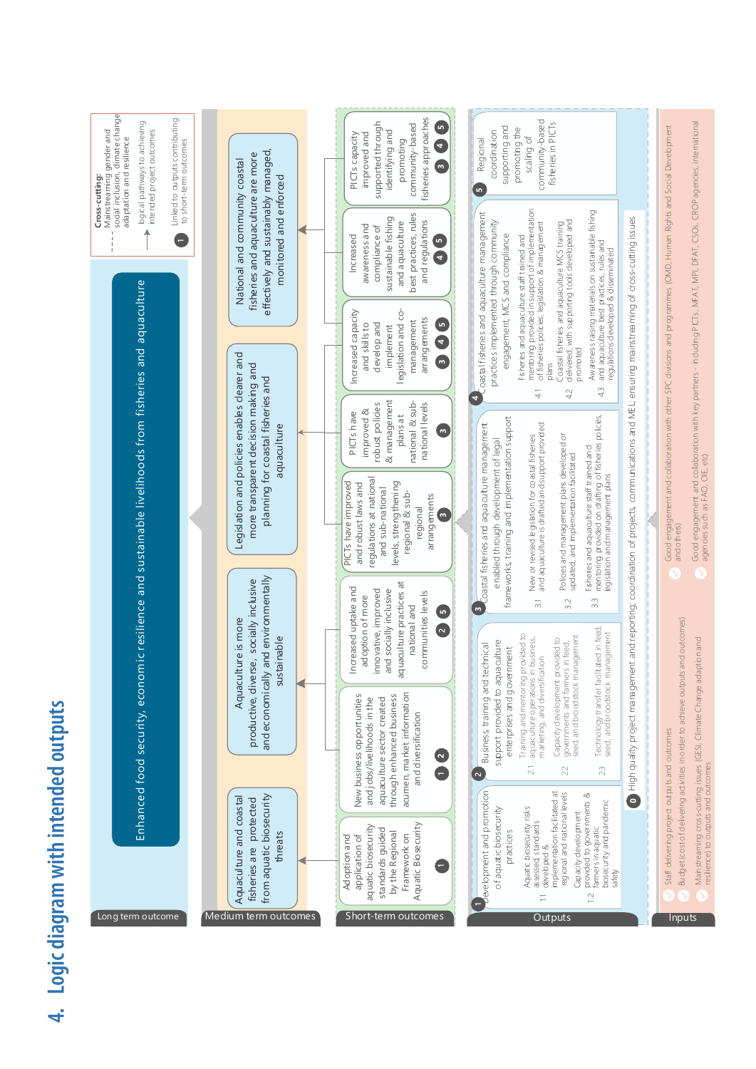# 4. Logic diagram with intended outputs

**Cross-cutting:**
- - - - Mainstreaming gender and social inclusion, climate change adaptation and resilience
→ logical pathways to achieving intended project outcomes
1 Linked to outputs contributing to short-term outcomes

## Long term outcome

Enhanced food security, economic resilience and sustainable livelihoods from fisheries and aquaculture

## Medium term outcomes

- Aquaculture and coastal fisheries are protected from aquatic biosecurity threats
- Aquaculture is more productive, diverse, socially inclusive and economically and environmentally sustainable
- Legislation and policies enables clearer and more transparent decision making and planning for coastal fisheries and aquaculture
- National and community coastal fisheries and aquaculture are more effectively and sustainably managed, monitored and enforced

## Short-term outcomes

- Adoption and application of aquatic biosecurity standards guided by the Regional Framework on Aquatic Biosecurity (1)
- New business opportunities and jobs/livelihoods in the aquaculture sector created through enhanced business acumen, market information and diversification (1, 2)
- Increased uptake and adoption of more innovative, improved and socially inclusive aquaculture practices at national and communities levels (2, 5)
- PICTs have improved and robust laws and regulations at national and sub-national levels, strengthening regional & sub-regional arrangements (3)
- PICTs have improved & robust policies & management plans at national & sub-national levels (3)
- Increased capacity and skills to develop and implement legislation and co-management arrangements (3, 4, 5)
- Increased awareness and compliance of sustainable fishing and aquaculture best practices, rules and regulations (4, 5)
- PICTs capacity improved and supported through identifying and promoting community-based fisheries approaches (3, 4, 5)

## Outputs

**1** Development and promotion of aquatic biosecurity practices
- 1.1 Aquatic biosecurity risks assessed, standards developed & implementation facilitated at regional and national levels
- 1.2 Capacity development provided to governments & farmers in aquatic biosecurity and pandemic safety

**2** Business, training and technical support provided to aquaculture enterprises and government
- 2.1 Training and mentoring provided to aquaculture operations in business, marketing, and diversification
- 2.2 Capacity development provided to governments and farmers in feed, seed, and broodstock management
- 2.3 Technology transfer facilitated in feed, seed, and broodstock management

**3** Coastal fisheries and aquaculture management enabled through development of legal frameworks, training and implementation support
- 3.1 New or revised legislation for coastal fisheries and aquaculture is drafted and support provided
- 3.2 Policies and management plans developed or updated, and implementation facilitated
- 3.3 Fisheries and aquaculture staff trained and mentoring provided on drafting of fisheries policies, legislation and management plans

**4** Coastal fisheries and aquaculture management practices implemented through community engagement, MCS and compliance
- 4.1 Fisheries and aquaculture staff trained and mentoring provided in support of implementation of fisheries policies, legislation & management plans
- 4.2 Coastal fisheries and aquaculture MCS training delivered, with supporting tools developed and promoted
- 4.3 Awareness raising materials on sustainable fishing and aquaculture best practices, rules and regulations developed & disseminated

**5** Regional coordination supporting and promoting the scaling of community-based fisheries in PICTs

**0** High quality project management and reporting; coordination of projects, communications and MEL; ensuring mainstreaming of cross-cutting issues

## Inputs

- Staff delivering project outputs and outcomes
- Budget (cost of delivering activities in order to achieve outputs and outcomes)
- Mainstreaming cross-cutting issues (GESI, Climate Change adaptation and resilience) to outputs and outcomes
- Good engagement and collaboration with other SPC divisions and programmes (OMD, Human Rights and Social Development and others)
- Good engagement and collaboration with key partners - including PICTs, MFAT, MPI, DFAT, CSOs, CROP agencies, international agencies such as FAO, OIE, etc)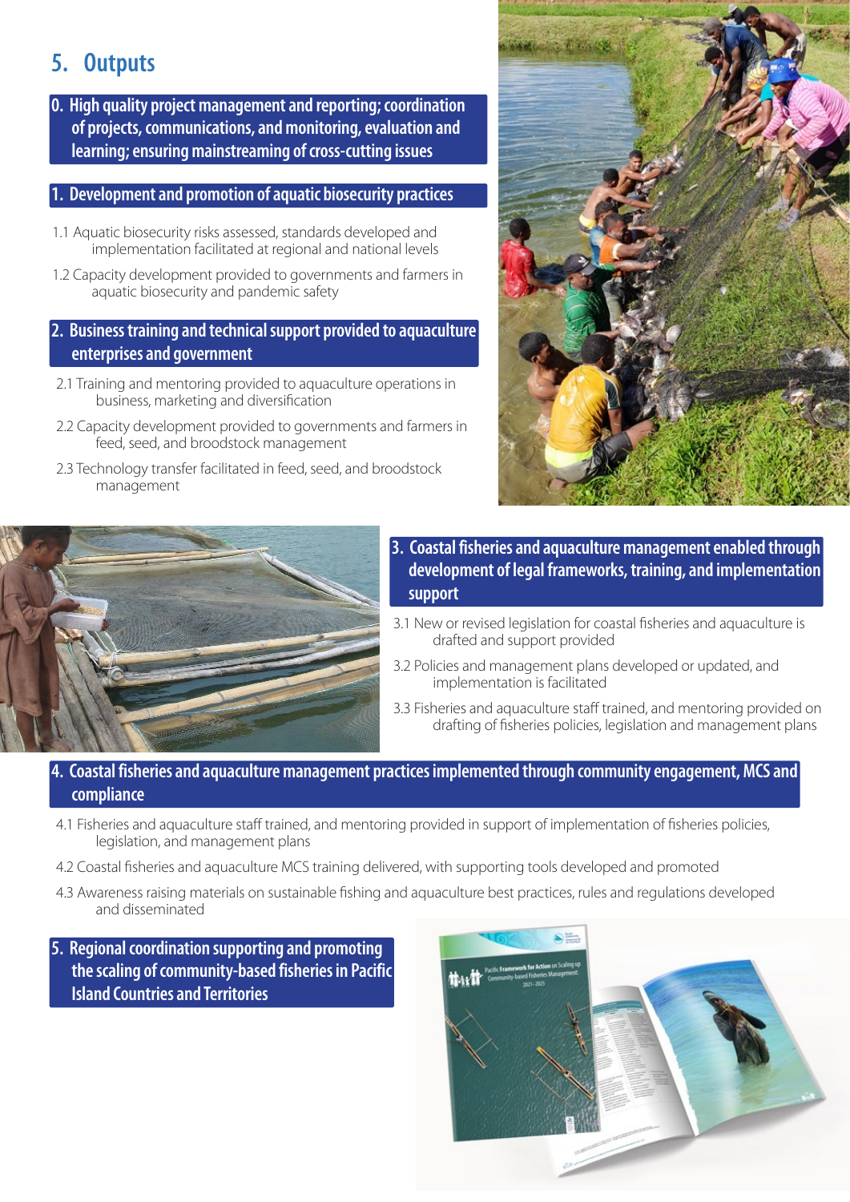## 5. Outputs

### 0. High quality project management and reporting; coordination of projects, communications, and monitoring, evaluation and learning; ensuring mainstreaming of cross-cutting issues

### 1. Development and promotion of aquatic biosecurity practices

1.1 Aquatic biosecurity risks assessed, standards developed and implementation facilitated at regional and national levels

1.2 Capacity development provided to governments and farmers in aquatic biosecurity and pandemic safety

### 2. Business training and technical support provided to aquaculture enterprises and government

2.1 Training and mentoring provided to aquaculture operations in business, marketing and diversification

2.2 Capacity development provided to governments and farmers in feed, seed, and broodstock management

2.3 Technology transfer facilitated in feed, seed, and broodstock management

### 3. Coastal fisheries and aquaculture management enabled through development of legal frameworks, training, and implementation support

3.1 New or revised legislation for coastal fisheries and aquaculture is drafted and support provided

3.2 Policies and management plans developed or updated, and implementation is facilitated

3.3 Fisheries and aquaculture staff trained, and mentoring provided on drafting of fisheries policies, legislation and management plans

### 4. Coastal fisheries and aquaculture management practices implemented through community engagement, MCS and compliance

4.1 Fisheries and aquaculture staff trained, and mentoring provided in support of implementation of fisheries policies, legislation, and management plans

4.2 Coastal fisheries and aquaculture MCS training delivered, with supporting tools developed and promoted

4.3 Awareness raising materials on sustainable fishing and aquaculture best practices, rules and regulations developed and disseminated

### 5. Regional coordination supporting and promoting the scaling of community-based fisheries in Pacific Island Countries and Territories